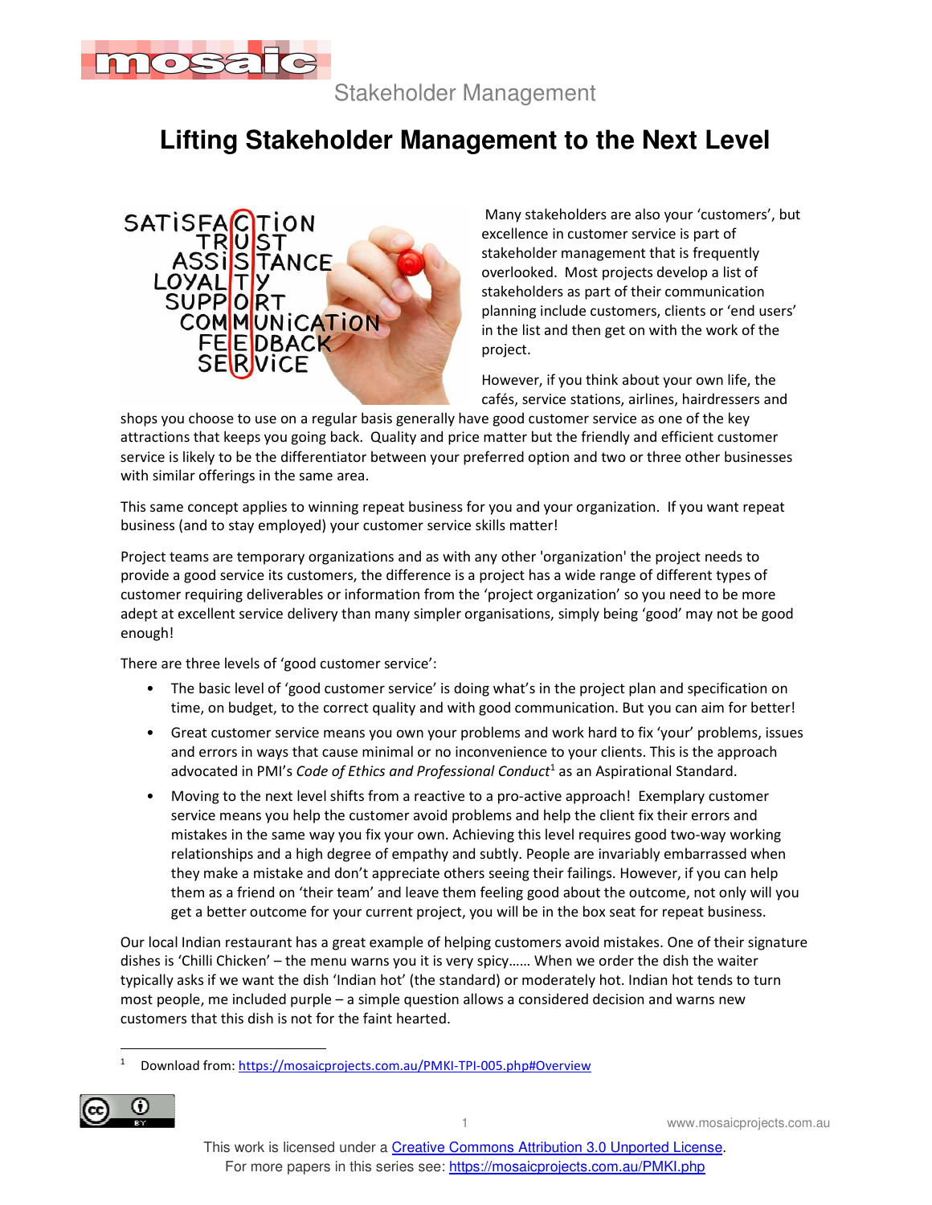Stakeholder Management

# Lifting Stakeholder Management to the Next Level

Many stakeholders are also your 'customers', but excellence in customer service is part of stakeholder management that is frequently overlooked. Most projects develop a list of stakeholders as part of their communication planning include customers, clients or 'end users' in the list and then get on with the work of the project.

However, if you think about your own life, the cafés, service stations, airlines, hairdressers and shops you choose to use on a regular basis generally have good customer service as one of the key attractions that keeps you going back. Quality and price matter but the friendly and efficient customer service is likely to be the differentiator between your preferred option and two or three other businesses with similar offerings in the same area.

This same concept applies to winning repeat business for you and your organization. If you want repeat business (and to stay employed) your customer service skills matter!

Project teams are temporary organizations and as with any other 'organization' the project needs to provide a good service its customers, the difference is a project has a wide range of different types of customer requiring deliverables or information from the 'project organization' so you need to be more adept at excellent service delivery than many simpler organisations, simply being 'good' may not be good enough!

There are three levels of 'good customer service':

- The basic level of 'good customer service' is doing what's in the project plan and specification on time, on budget, to the correct quality and with good communication. But you can aim for better!
- Great customer service means you own your problems and work hard to fix 'your' problems, issues and errors in ways that cause minimal or no inconvenience to your clients. This is the approach advocated in PMI's *Code of Ethics and Professional Conduct*[1] as an Aspirational Standard.
- Moving to the next level shifts from a reactive to a pro-active approach! Exemplary customer service means you help the customer avoid problems and help the client fix their errors and mistakes in the same way you fix your own. Achieving this level requires good two-way working relationships and a high degree of empathy and subtly. People are invariably embarrassed when they make a mistake and don't appreciate others seeing their failings. However, if you can help them as a friend on 'their team' and leave them feeling good about the outcome, not only will you get a better outcome for your current project, you will be in the box seat for repeat business.

Our local Indian restaurant has a great example of helping customers avoid mistakes. One of their signature dishes is 'Chilli Chicken' – the menu warns you it is very spicy…… When we order the dish the waiter typically asks if we want the dish 'Indian hot' (the standard) or moderately hot. Indian hot tends to turn most people, me included purple – a simple question allows a considered decision and warns new customers that this dish is not for the faint hearted.

[1] Download from: https://mosaicprojects.com.au/PMKI-TPI-005.php#Overview

This work is licensed under a Creative Commons Attribution 3.0 Unported License.
For more papers in this series see: https://mosaicprojects.com.au/PMKI.php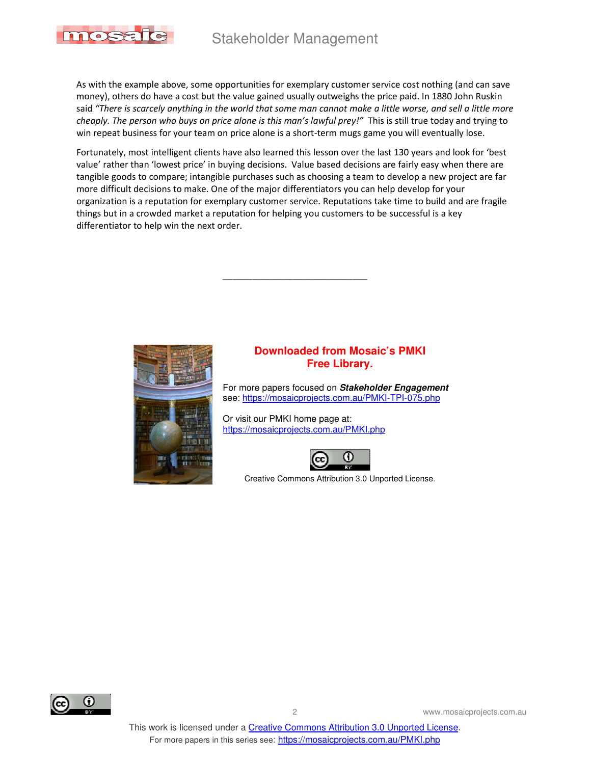As with the example above, some opportunities for exemplary customer service cost nothing (and can save money), others do have a cost but the value gained usually outweighs the price paid. In 1880 John Ruskin said *"There is scarcely anything in the world that some man cannot make a little worse, and sell a little more cheaply. The person who buys on price alone is this man's lawful prey!"* This is still true today and trying to win repeat business for your team on price alone is a short-term mugs game you will eventually lose.

Fortunately, most intelligent clients have also learned this lesson over the last 130 years and look for 'best value' rather than 'lowest price' in buying decisions. Value based decisions are fairly easy when there are tangible goods to compare; intangible purchases such as choosing a team to develop a new project are far more difficult decisions to make. One of the major differentiators you can help develop for your organization is a reputation for exemplary customer service. Reputations take time to build and are fragile things but in a crowded market a reputation for helping you customers to be successful is a key differentiator to help win the next order.

\_\_\_\_\_\_\_\_\_\_\_\_\_\_\_\_\_\_\_\_\_\_\_\_\_\_\_\_\_

**Downloaded from Mosaic's PMKI Free Library.**

For more papers focused on ***Stakeholder Engagement*** see: https://mosaicprojects.com.au/PMKI-TPI-075.php

Or visit our PMKI home page at: https://mosaicprojects.com.au/PMKI.php

Creative Commons Attribution 3.0 Unported License.